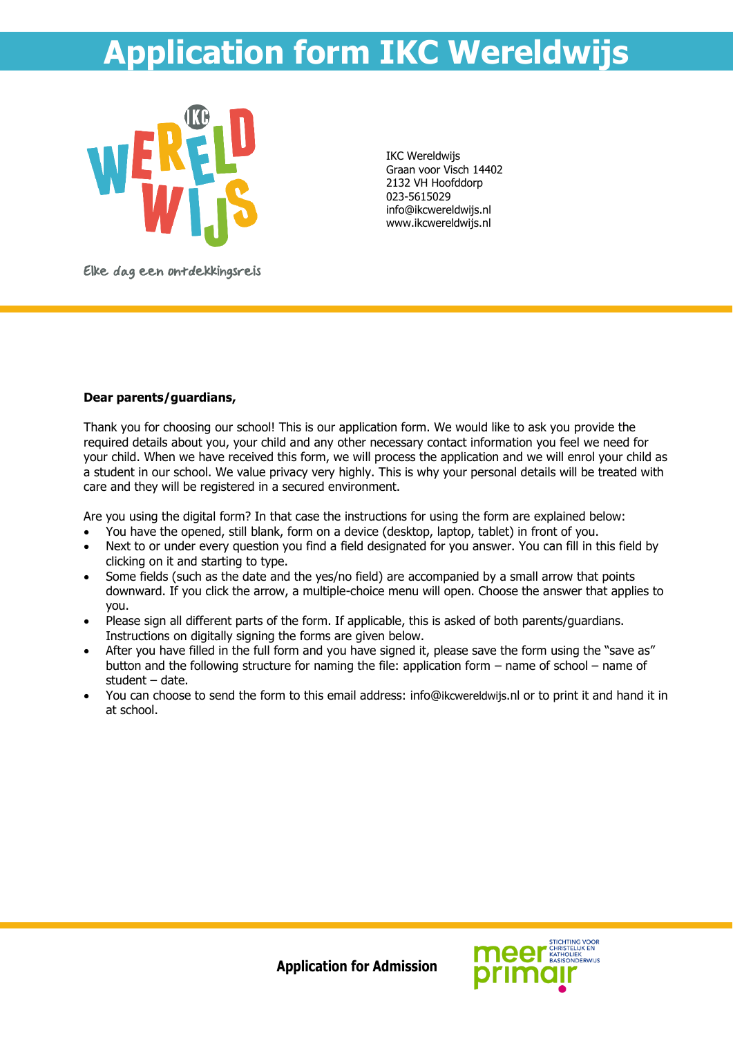# Application form IKC Wereldwijs

Elke dag een ontdekkingsreis

IKC Wereldwijs
Graan voor Visch 14402
2132 VH Hoofddorp
023-5615029
info@ikcwereldwijs.nl
www.ikcwereldwijs.nl

**Dear parents/guardians,**

Thank you for choosing our school! This is our application form. We would like to ask you provide the required details about you, your child and any other necessary contact information you feel we need for your child. When we have received this form, we will process the application and we will enrol your child as a student in our school. We value privacy very highly. This is why your personal details will be treated with care and they will be registered in a secured environment.

Are you using the digital form? In that case the instructions for using the form are explained below:

- You have the opened, still blank, form on a device (desktop, laptop, tablet) in front of you.
- Next to or under every question you find a field designated for you answer. You can fill in this field by clicking on it and starting to type.
- Some fields (such as the date and the yes/no field) are accompanied by a small arrow that points downward. If you click the arrow, a multiple-choice menu will open. Choose the answer that applies to you.
- Please sign all different parts of the form. If applicable, this is asked of both parents/guardians. Instructions on digitally signing the forms are given below.
- After you have filled in the full form and you have signed it, please save the form using the "save as" button and the following structure for naming the file: application form – name of school – name of student – date.
- You can choose to send the form to this email address: info@ikcwereldwijs.nl or to print it and hand it in at school.

**Application for Admission**

meer primair – Stichting voor Christelijk en Katholiek Basisonderwijs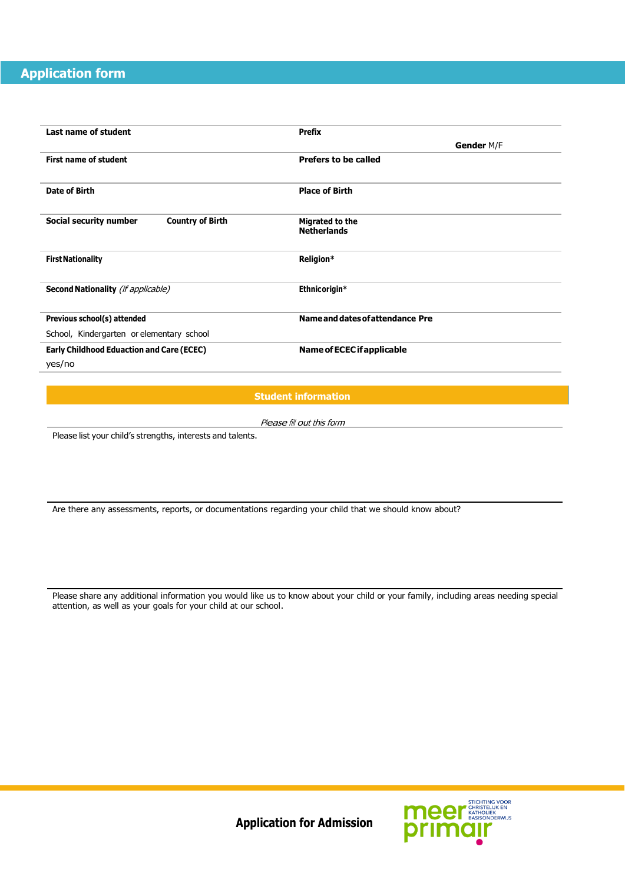## Application form

| | | | |
|---|---|---|---|
| **Last name of student** | | **Prefix** | **Gender** M/F |
| **First name of student** | | **Prefers to be called** | |
| **Date of Birth** | | **Place of Birth** | |
| **Social security number** | **Country of Birth** | **Migrated to the Netherlands** | |
| **First Nationality** | | **Religion*** | |
| **Second Nationality** *(if applicable)* | | **Ethnicorigin*** | |
| **Previous school(s) attended** School, Kindergarten or elementary school | | **Name and dates of attendance Pre** | |
| **Early Childhood Eduaction and Care (ECEC)** yes/no | | **Name of ECEC if applicable** | |

### Student information

*Please fill out this form*

Please list your child's strengths, interests and talents.

Are there any assessments, reports, or documentations regarding your child that we should know about?

Please share any additional information you would like us to know about your child or your family, including areas needing special attention, as well as your goals for your child at our school.

**Application for Admission**

meer primair — STICHTING VOOR CHRISTELIJK EN KATHOLIEK BASISONDERWIJS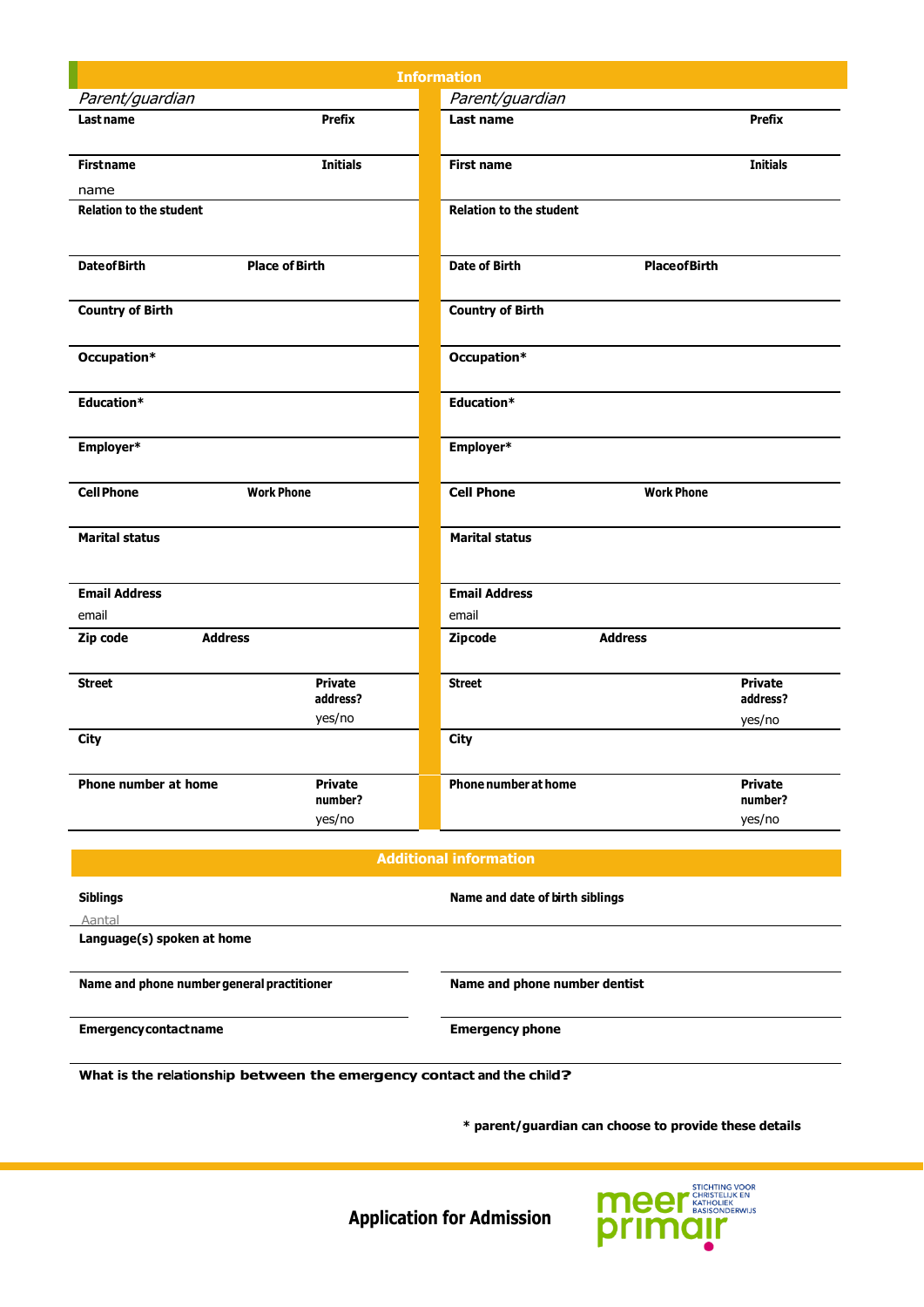## Information

| *Parent/guardian* | | *Parent/guardian* | |
|---|---|---|---|
| **Last name** | **Prefix** | **Last name** | **Prefix** |
| **First name** name | **Initials** | **First name** | **Initials** |
| **Relation to the student** | | **Relation to the student** | |
| **Date of Birth** | **Place of Birth** | **Date of Birth** | **Place of Birth** |
| **Country of Birth** | | **Country of Birth** | |
| **Occupation*** | | **Occupation*** | |
| **Education*** | | **Education*** | |
| **Employer*** | | **Employer*** | |
| **Cell Phone** | **Work Phone** | **Cell Phone** | **Work Phone** |
| **Marital status** | | **Marital status** | |
| **Email Address** email | | **Email Address** email | |
| **Zip code** | **Address** | **Zipcode** | **Address** |
| **Street** | **Private address?** yes/no | **Street** | **Private address?** yes/no |
| **City** | | **City** | |
| **Phone number at home** | **Private number?** yes/no | **Phone number at home** | **Private number?** yes/no |

## Additional information

| | |
|---|---|
| **Siblings** Aantal | **Name and date of birth siblings** |
| **Language(s) spoken at home** | |
| **Name and phone number general practitioner** | **Name and phone number dentist** |
| **Emergency contact name** | **Emergency phone** |
| **What is the relationship between the emergency contact and the child?** | |

**\* parent/guardian can choose to provide these details**

**Application for Admission**

meer primair — STICHTING VOOR CHRISTELIJK EN KATHOLIEK BASISONDERWIJS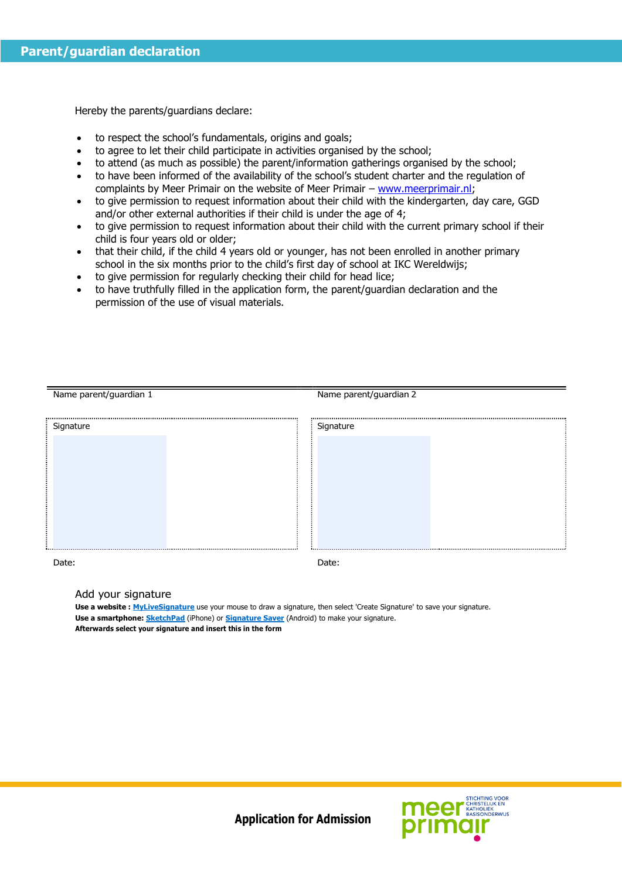## Parent/guardian declaration

Hereby the parents/guardians declare:

- to respect the school's fundamentals, origins and goals;
- to agree to let their child participate in activities organised by the school;
- to attend (as much as possible) the parent/information gatherings organised by the school;
- to have been informed of the availability of the school's student charter and the regulation of complaints by Meer Primair on the website of Meer Primair – [www.meerprimair.nl](http://www.meerprimair.nl);
- to give permission to request information about their child with the kindergarten, day care, GGD and/or other external authorities if their child is under the age of 4;
- to give permission to request information about their child with the current primary school if their child is four years old or older;
- that their child, if the child 4 years old or younger, has not been enrolled in another primary school in the six months prior to the child's first day of school at IKC Wereldwijs;
- to give permission for regularly checking their child for head lice;
- to have truthfully filled in the application form, the parent/guardian declaration and the permission of the use of visual materials.

| Name parent/guardian 1 | Name parent/guardian 2 |
| --- | --- |
| Signature | Signature |
| Date: | Date: |

Add your signature

**Use a website :** **MyLiveSignature** use your mouse to draw a signature, then select 'Create Signature' to save your signature.
**Use a smartphone:** **SketchPad** (iPhone) or **Signature Saver** (Android) to make your signature.
**Afterwards select your signature and insert this in the form**

**Application for Admission**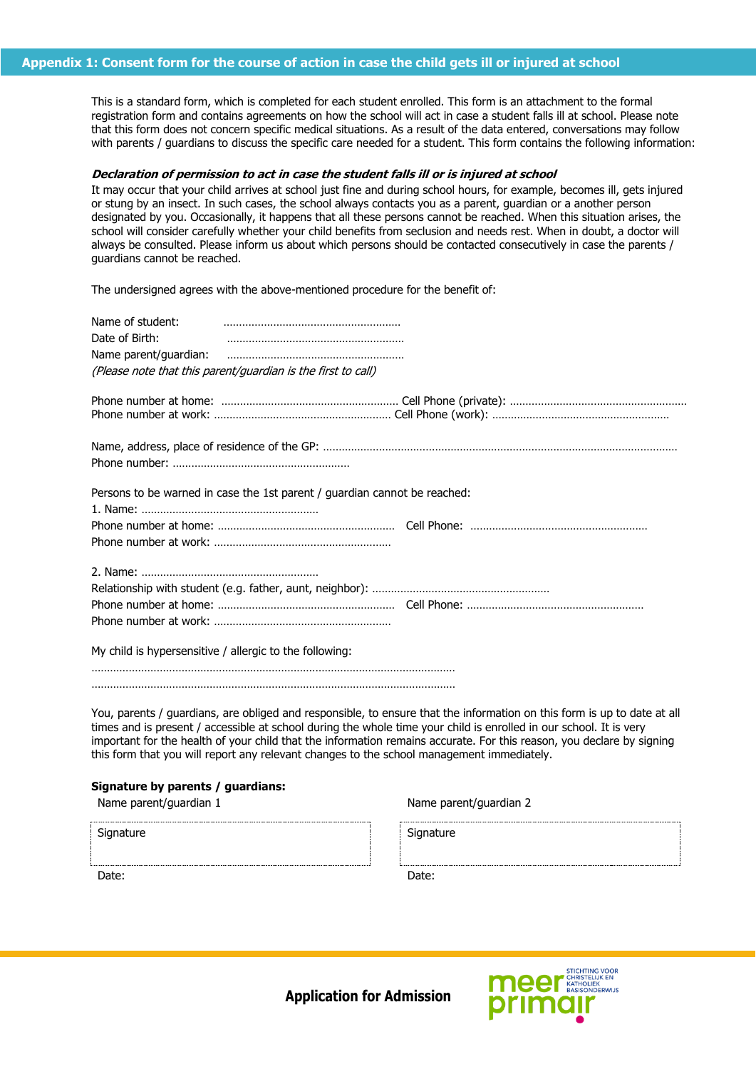## Appendix 1: Consent form for the course of action in case the child gets ill or injured at school

This is a standard form, which is completed for each student enrolled. This form is an attachment to the formal registration form and contains agreements on how the school will act in case a student falls ill at school. Please note that this form does not concern specific medical situations. As a result of the data entered, conversations may follow with parents / guardians to discuss the specific care needed for a student. This form contains the following information:

***Declaration of permission to act in case the student falls ill or is injured at school***

It may occur that your child arrives at school just fine and during school hours, for example, becomes ill, gets injured or stung by an insect. In such cases, the school always contacts you as a parent, guardian or a another person designated by you. Occasionally, it happens that all these persons cannot be reached. When this situation arises, the school will consider carefully whether your child benefits from seclusion and needs rest. When in doubt, a doctor will always be consulted. Please inform us about which persons should be contacted consecutively in case the parents / guardians cannot be reached.

The undersigned agrees with the above-mentioned procedure for the benefit of:

Name of student: ……………………………………………………
Date of Birth: ……………………………………………………
Name parent/guardian: ……………………………………………………
*(Please note that this parent/guardian is the first to call)*

Phone number at home: …………………………………………………… Cell Phone (private): ……………………………………………………
Phone number at work: …………………………………………………… Cell Phone (work): ……………………………………………………

Name, address, place of residence of the GP: ……………………………………………………………………………………………………………
Phone number: ……………………………………………………

Persons to be warned in case the 1st parent / guardian cannot be reached:
1. Name: ……………………………………………………
Phone number at home: …………………………………………………… Cell Phone: ……………………………………………………
Phone number at work: ……………………………………………………

2. Name: ……………………………………………………
Relationship with student (e.g. father, aunt, neighbor): ……………………………………………………
Phone number at home: …………………………………………………… Cell Phone: ……………………………………………………
Phone number at work: ……………………………………………………

My child is hypersensitive / allergic to the following:
……………………………………………………………………………………………………………
……………………………………………………………………………………………………………

You, parents / guardians, are obliged and responsible, to ensure that the information on this form is up to date at all times and is present / accessible at school during the whole time your child is enrolled in our school. It is very important for the health of your child that the information remains accurate. For this reason, you declare by signing this form that you will report any relevant changes to the school management immediately.

**Signature by parents / guardians:**

| Name parent/guardian 1 | Name parent/guardian 2 |
|---|---|
| Signature | Signature |
| Date: | Date: |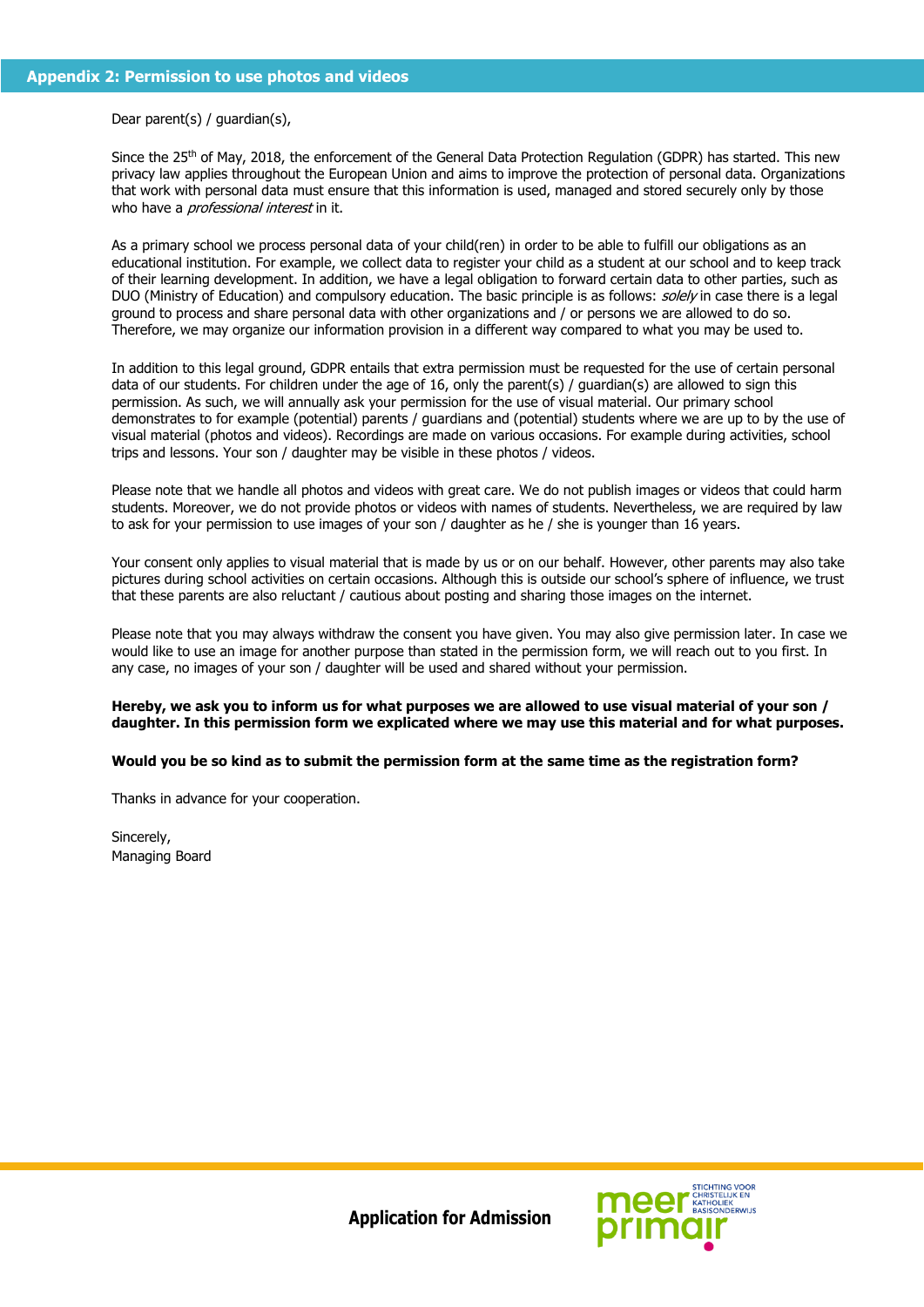## Appendix 2: Permission to use photos and videos

Dear parent(s) / guardian(s),

Since the 25th of May, 2018, the enforcement of the General Data Protection Regulation (GDPR) has started. This new privacy law applies throughout the European Union and aims to improve the protection of personal data. Organizations that work with personal data must ensure that this information is used, managed and stored securely only by those who have a *professional interest* in it.

As a primary school we process personal data of your child(ren) in order to be able to fulfill our obligations as an educational institution. For example, we collect data to register your child as a student at our school and to keep track of their learning development. In addition, we have a legal obligation to forward certain data to other parties, such as DUO (Ministry of Education) and compulsory education. The basic principle is as follows: *solely* in case there is a legal ground to process and share personal data with other organizations and / or persons we are allowed to do so. Therefore, we may organize our information provision in a different way compared to what you may be used to.

In addition to this legal ground, GDPR entails that extra permission must be requested for the use of certain personal data of our students. For children under the age of 16, only the parent(s) / guardian(s) are allowed to sign this permission. As such, we will annually ask your permission for the use of visual material. Our primary school demonstrates to for example (potential) parents / guardians and (potential) students where we are up to by the use of visual material (photos and videos). Recordings are made on various occasions. For example during activities, school trips and lessons. Your son / daughter may be visible in these photos / videos.

Please note that we handle all photos and videos with great care. We do not publish images or videos that could harm students. Moreover, we do not provide photos or videos with names of students. Nevertheless, we are required by law to ask for your permission to use images of your son / daughter as he / she is younger than 16 years.

Your consent only applies to visual material that is made by us or on our behalf. However, other parents may also take pictures during school activities on certain occasions. Although this is outside our school's sphere of influence, we trust that these parents are also reluctant / cautious about posting and sharing those images on the internet.

Please note that you may always withdraw the consent you have given. You may also give permission later. In case we would like to use an image for another purpose than stated in the permission form, we will reach out to you first. In any case, no images of your son / daughter will be used and shared without your permission.

**Hereby, we ask you to inform us for what purposes we are allowed to use visual material of your son / daughter. In this permission form we explicated where we may use this material and for what purposes.**

**Would you be so kind as to submit the permission form at the same time as the registration form?**

Thanks in advance for your cooperation.

Sincerely,
Managing Board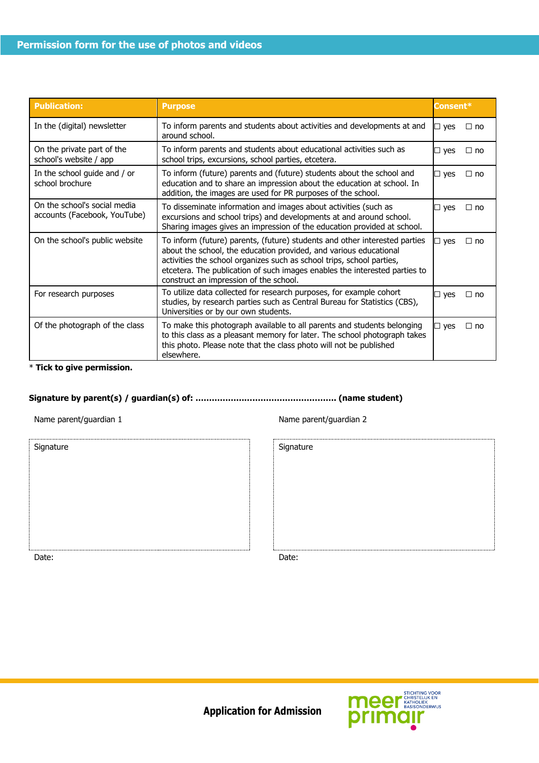# Permission form for the use of photos and videos

| Publication: | Purpose | Consent* |
|---|---|---|
| In the (digital) newsletter | To inform parents and students about activities and developments at and around school. | ☐ yes ☐ no |
| On the private part of the school's website / app | To inform parents and students about educational activities such as school trips, excursions, school parties, etcetera. | ☐ yes ☐ no |
| In the school guide and / or school brochure | To inform (future) parents and (future) students about the school and education and to share an impression about the education at school. In addition, the images are used for PR purposes of the school. | ☐ yes ☐ no |
| On the school's social media accounts (Facebook, YouTube) | To disseminate information and images about activities (such as excursions and school trips) and developments at and around school. Sharing images gives an impression of the education provided at school. | ☐ yes ☐ no |
| On the school's public website | To inform (future) parents, (future) students and other interested parties about the school, the education provided, and various educational activities the school organizes such as school trips, school parties, etcetera. The publication of such images enables the interested parties to construct an impression of the school. | ☐ yes ☐ no |
| For research purposes | To utilize data collected for research purposes, for example cohort studies, by research parties such as Central Bureau for Statistics (CBS), Universities or by our own students. | ☐ yes ☐ no |
| Of the photograph of the class | To make this photograph available to all parents and students belonging to this class as a pleasant memory for later. The school photograph takes this photo. Please note that the class photo will not be published elsewhere. | ☐ yes ☐ no |

\* **Tick to give permission.**

**Signature by parent(s) / guardian(s) of: ................................................... (name student)**

Name parent/guardian 1

Signature

Date:

Name parent/guardian 2

Signature

Date:

**Application for Admission**

meer primair — STICHTING VOOR CHRISTELIJK EN KATHOLIEK BASISONDERWIJS